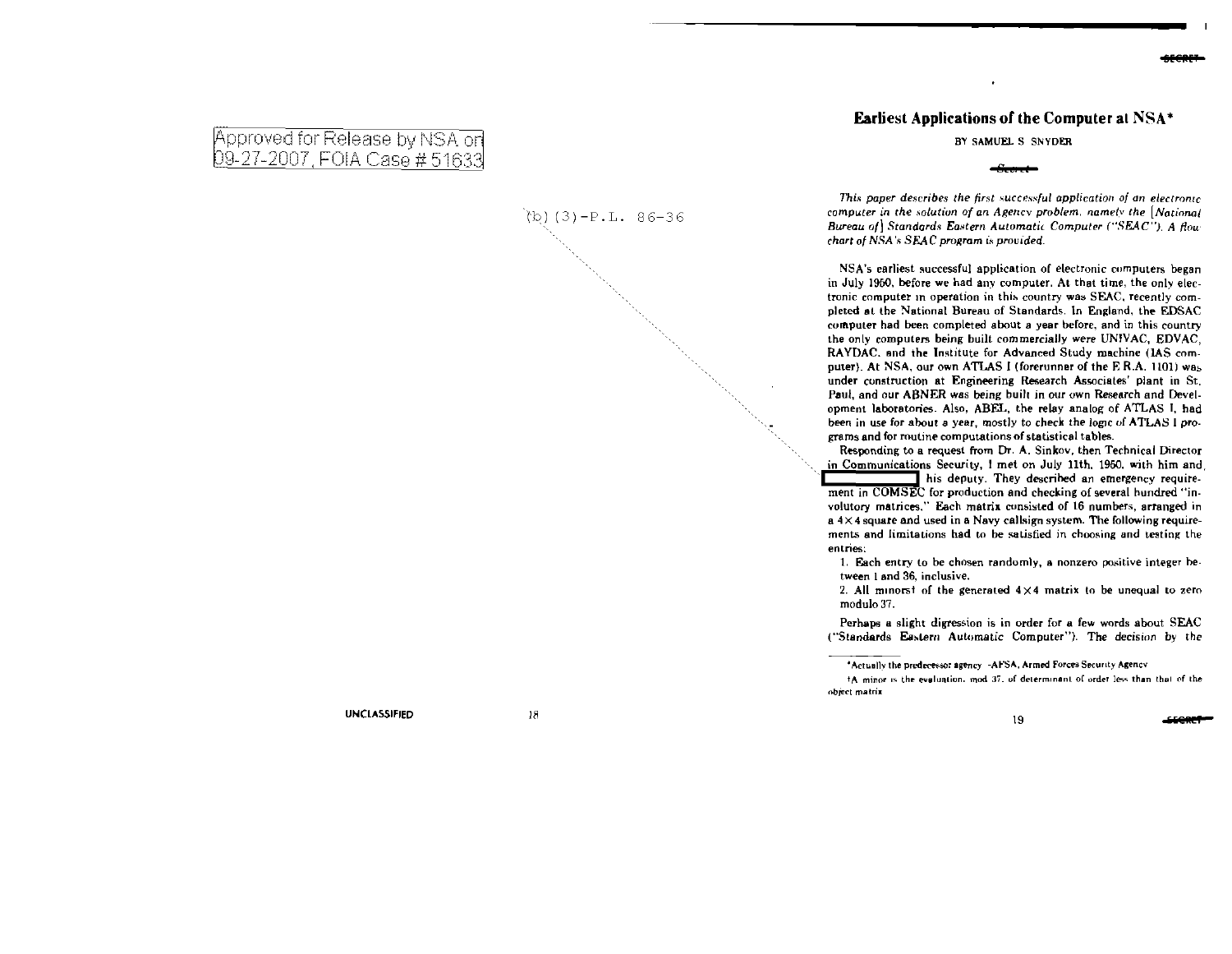Approved for Release by NSA on 09-27-2007, FOIA Case # 51633

(b)(3)-P.L. 86-36

# Earliest Applications of the Computer at NSA*

BY SAMUEL S. SNYDER

~~Secret~~

*This paper describes the first successful application of an electronic computer in the solution of an Agency problem, namely the [National Bureau of] Standards Eastern Automatic Computer ("SEAC"). A flow chart of NSA's SEAC program is provided.*

NSA's earliest successful application of electronic computers began in July 1950, before we had any computer. At that time, the only electronic computer in operation in this country was SEAC, recently completed at the National Bureau of Standards. In England, the EDSAC computer had been completed about a year before, and in this country the only computers being built commercially were UNIVAC, EDVAC, RAYDAC, and the Institute for Advanced Study machine (IAS computer). At NSA, our own ATLAS I (forerunner of the E.R.A. 1101) was under construction at Engineering Research Associates' plant in St. Paul, and our ABNER was being built in our own Research and Development laboratories. Also, ABEL, the relay analog of ATLAS I, had been in use for about a year, mostly to check the logic of ATLAS I programs and for routine computations of statistical tables.

Responding to a request from Dr. A. Sinkov, then Technical Director in Communications Security, I met on July 11th, 1950, with him and [REDACTED] his deputy. They described an emergency requirement in COMSEC for production and checking of several hundred "involutory matrices." Each matrix consisted of 16 numbers, arranged in a $4 \times 4$ square and used in a Navy callsign system. The following requirements and limitations had to be satisfied in choosing and testing the entries:

1. Each entry to be chosen randomly, a nonzero positive integer between 1 and 36, inclusive.
2. All minors† of the generated $4 \times 4$ matrix to be unequal to zero modulo 37.

Perhaps a slight digression is in order for a few words about SEAC ("Standards Eastern Automatic Computer"). The decision by the

*Actually the predecessor agency - AFSA, Armed Forces Security Agency

†A minor is the evaluation, mod 37, of determinant of order less than that of the object matrix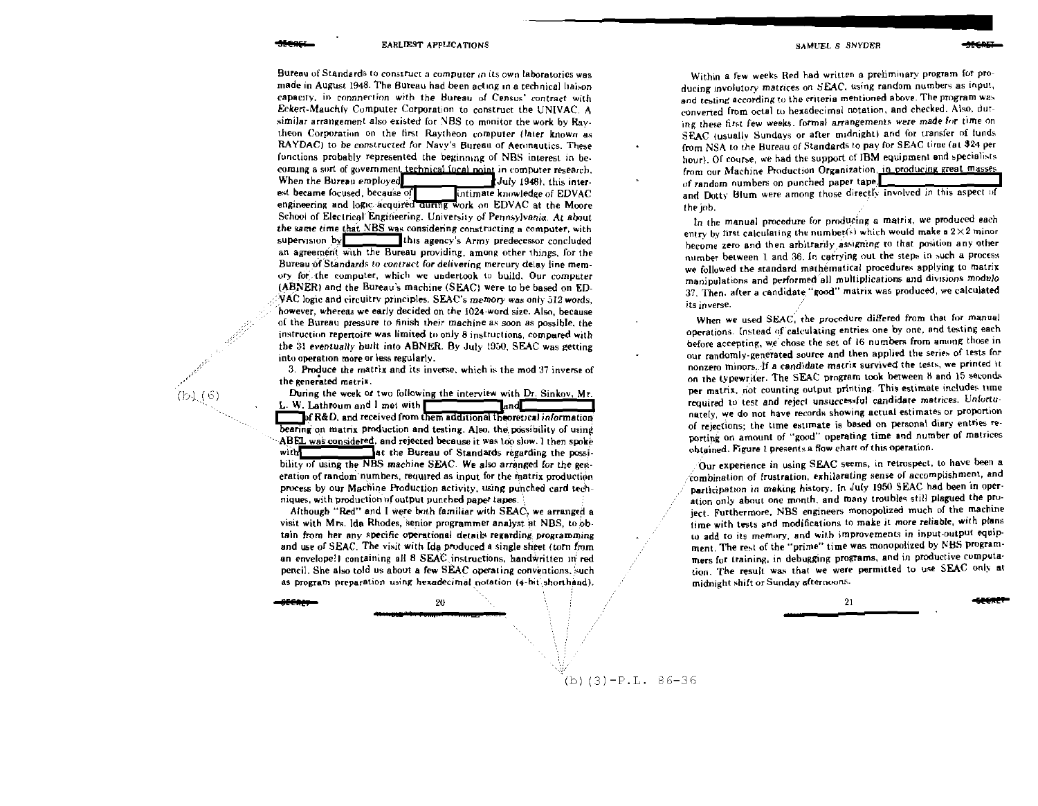Bureau of Standards to construct a computer in its own laboratories was made in August 1948. The Bureau had been acting in a technical liaison capacity, in connection with the Bureau of Census' contract with Eckert-Mauchly Computer Corporation to construct the UNIVAC. A similar arrangement also existed for NBS to monitor the work by Raytheon Corporation on the first Raytheon computer (later known as RAYDAC) to be constructed for Navy's Bureau of Aeronautics. These functions probably represented the beginning of NBS interest in becoming a sort of government technical focal point in computer research. When the Bureau employed [REDACTED] (July 1948), this interest became focused, because of [REDACTED] intimate knowledge of EDVAC engineering and logic acquired during work on EDVAC at the Moore School of Electrical Engineering, University of Pennsylvania. At about the same time that NBS was considering constructing a computer, with supervision by [REDACTED] this agency's Army predecessor concluded an agreement with the Bureau providing, among other things, for the Bureau of Standards to contract for delivering mercury delay line memory for the computer, which we undertook to build. Our computer (ABNER) and the Bureau's machine (SEAC) were to be based on EDVAC logic and circuitry principles. SEAC's memory was only 512 words, however, whereas we early decided on the 1024-word size. Also, because of the Bureau pressure to finish their machine as soon as possible, the instruction repertoire was limited to only 8 instructions, compared with the 31 eventually built into ABNER. By July 1950, SEAC was getting into operation more or less regularly.

3. Produce the matrix and its inverse, which is the mod 37 inverse of the generated matrix.

During the week or two following the interview with Dr. Sinkov, Mr. L. W. Lathroum and I met with [REDACTED] and [REDACTED] of R&D, and received from them additional theoretical information bearing on matrix production and testing. Also, the possibility of using ABEL was considered, and rejected because it was too slow. I then spoke with [REDACTED] at the Bureau of Standards regarding the possibility of using the NBS machine SEAC. We also arranged for the generation of random numbers, required as input for the matrix production process by our Machine Production activity, using punched card techniques, with production of output punched paper tapes.

Although "Red" and I were both familiar with SEAC, we arranged a visit with Mrs. Ida Rhodes, senior programmer analyst at NBS, to obtain from her any specific operational details regarding programming and use of SEAC. The visit with Ida produced a single sheet (torn from an envelope!) containing all 8 SEAC instructions, handwritten in red pencil. She also told us about a few SEAC operating conventions, such as program preparation using hexadecimal notation (4-bit shorthand).

(b)(6)

Within a few weeks Red had written a preliminary program for producing involutory matrices on SEAC, using random numbers as input, and testing according to the criteria mentioned above. The program was converted from octal to hexadecimal notation, and checked. Also, during these first few weeks, formal arrangements were made for time on SEAC (usually Sundays or after midnight) and for transfer of funds from NSA to the Bureau of Standards to pay for SEAC time (at $24 per hour). Of course, we had the support of IBM equipment and specialists from our Machine Production Organization, in producing great masses of random numbers on punched paper tape. [REDACTED] and Dotty Blum were among those directly involved in this aspect of the job.

In the manual procedure for producing a matrix, we produced each entry by first calculating the number(s) which would make a $2 \times 2$ minor become zero and then arbitrarily assigning to that position any other number between 1 and 36. In carrying out the steps in such a process we followed the standard mathematical procedures applying to matrix manipulations and performed all multiplications and divisions modulo 37. Then, after a candidate "good" matrix was produced, we calculated its inverse.

When we used SEAC, the procedure differed from that for manual operations. Instead of calculating entries one by one, and testing each before accepting, we chose the set of 16 numbers from among those in our randomly-generated source and then applied the series of tests for nonzero minors. If a candidate matrix survived the tests, we printed it on the typewriter. The SEAC program took between 8 and 15 seconds per matrix, not counting output printing. This estimate includes time required to test and reject unsuccessful candidate matrices. Unfortunately, we do not have records showing actual estimates or proportion of rejections; the time estimate is based on personal diary entries reporting on amount of "good" operating time and number of matrices obtained. Figure 1 presents a flow chart of this operation.

Our experience in using SEAC seems, in retrospect, to have been a combination of frustration, exhilarating sense of accomplishment, and participation in making history. In July 1950 SEAC had been in operation only about one month, and many troubles still plagued the project. Furthermore, NBS engineers monopolized much of the machine time with tests and modifications to make it more reliable, with plans to add to its memory, and with improvements in input-output equipment. The rest of the "prime" time was monopolized by NBS programmers for training, in debugging programs, and in productive computation. The result was that we were permitted to use SEAC only at midnight shift or Sunday afternoons.

(b)(3)-P.L. 86-36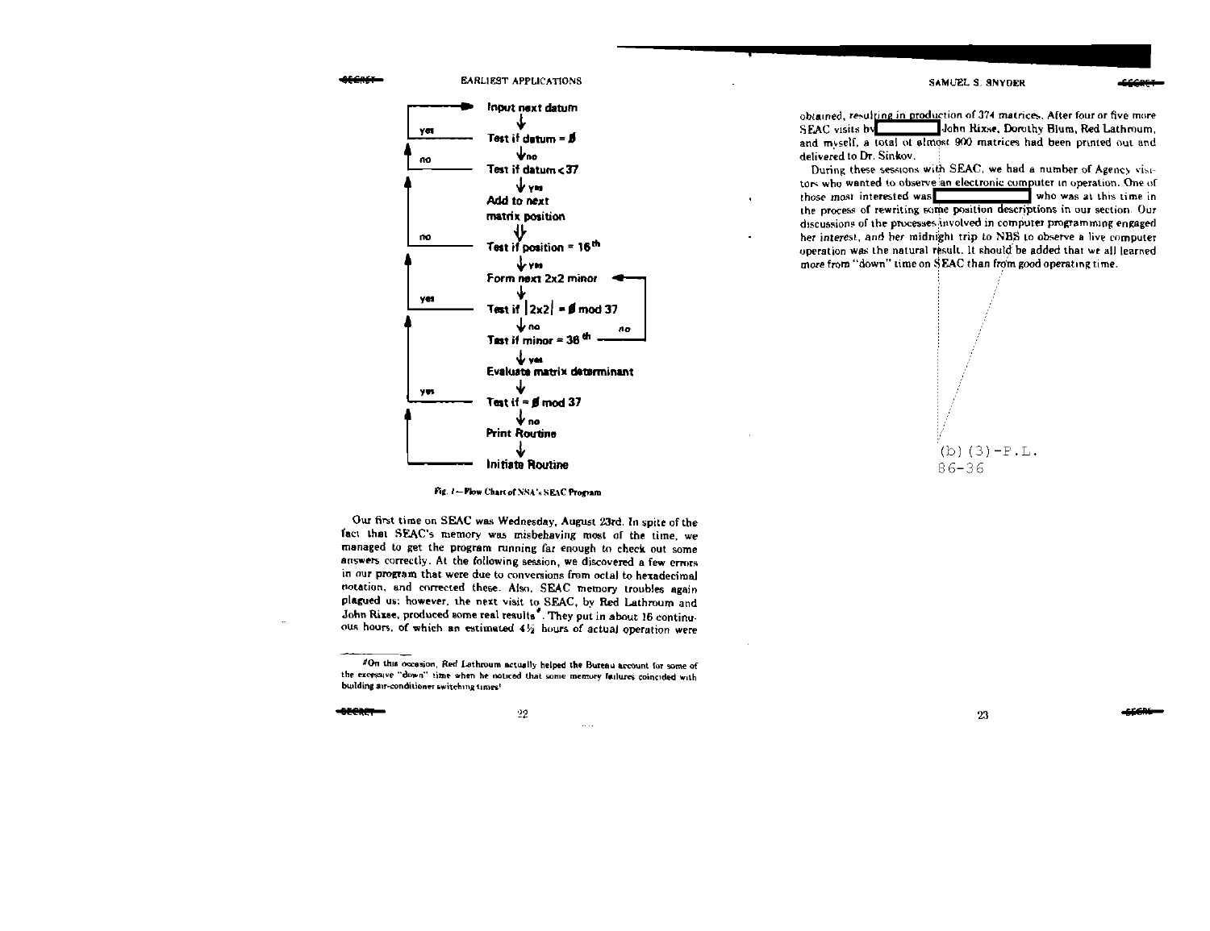Input next datum

Test if datum = ∅

Test if datum < 37

Add to next matrix position

Test if position = 16th

Form next 2x2 minor

Test if |2x2| = ∅ mod 37

Test if minor = 36th

Evaluate matrix determinant

Test if = ∅ mod 37

Print Routine

Initiate Routine

yes

no

no

yes

yes

no

no

yes

no

no

yes

no

Fig. 1—Flow Chart of NSA's SEAC Program

Our first time on SEAC was Wednesday, August 23rd. In spite of the fact that SEAC's memory was misbehaving most of the time, we managed to get the program running far enough to check out some answers correctly. At the following session, we discovered a few errors in our program that were due to conversions from octal to hexadecimal notation, and corrected these. Also, SEAC memory troubles again plagued us; however, the next visit to SEAC, by Red Lathroum and John Rixse, produced some real results[#]. They put in about 16 continuous hours, of which an estimated 4½ hours of actual operation were obtained, resulting in production of 374 matrices. After four or five more SEAC visits by [redacted] John Rixse, Dorothy Blum, Red Lathroum, and myself, a total of almost 900 matrices had been printed out and delivered to Dr. Sinkov.

During these sessions with SEAC, we had a number of Agency visitors who wanted to observe an electronic computer in operation. One of those most interested was [redacted] who was at this time in the process of rewriting some position descriptions in our section. Our discussions of the processes involved in computer programming engaged her interest, and her midnight trip to NBS to observe a live computer operation was the natural result. It should be added that we all learned more from "down" time on SEAC than from good operating time.

(b)(3)-P.L. 86-36

[#] On this occasion, Red Lathroum actually helped the Bureau account for some of the excessive "down" time when he noticed that some memory failures coincided with building air-conditioner switching times!